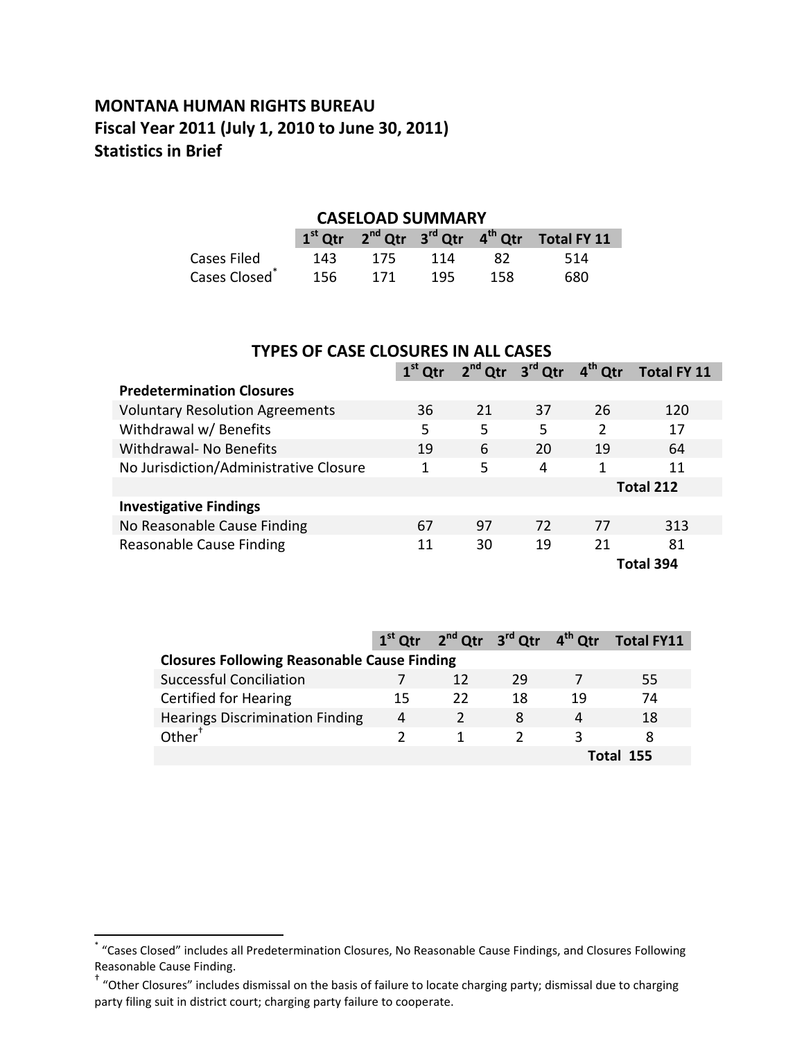# MONTANA HUMAN RIGHTS BUREAU
## Fiscal Year 2011 (July 1, 2010 to June 30, 2011)
## Statistics in Brief

### CASELOAD SUMMARY

| | 1st Qtr | 2nd Qtr | 3rd Qtr | 4th Qtr | Total FY 11 |
|---|---|---|---|---|---|
| Cases Filed | 143 | 175 | 114 | 82 | 514 |
| Cases Closed* | 156 | 171 | 195 | 158 | 680 |

### TYPES OF CASE CLOSURES IN ALL CASES

| | 1st Qtr | 2nd Qtr | 3rd Qtr | 4th Qtr | Total FY 11 |
|---|---|---|---|---|---|
| **Predetermination Closures** | | | | | |
| Voluntary Resolution Agreements | 36 | 21 | 37 | 26 | 120 |
| Withdrawal w/ Benefits | 5 | 5 | 5 | 2 | 17 |
| Withdrawal- No Benefits | 19 | 6 | 20 | 19 | 64 |
| No Jurisdiction/Administrative Closure | 1 | 5 | 4 | 1 | 11 |
| | | | | | **Total 212** |
| **Investigative Findings** | | | | | |
| No Reasonable Cause Finding | 67 | 97 | 72 | 77 | 313 |
| Reasonable Cause Finding | 11 | 30 | 19 | 21 | 81 |
| | | | | | **Total 394** |

| | 1st Qtr | 2nd Qtr | 3rd Qtr | 4th Qtr | Total FY11 |
|---|---|---|---|---|---|
| **Closures Following Reasonable Cause Finding** | | | | | |
| Successful Conciliation | 7 | 12 | 29 | 7 | 55 |
| Certified for Hearing | 15 | 22 | 18 | 19 | 74 |
| Hearings Discrimination Finding | 4 | 2 | 8 | 4 | 18 |
| Other† | 2 | 1 | 2 | 3 | 8 |
| | | | | | **Total 155** |

---

* "Cases Closed" includes all Predetermination Closures, No Reasonable Cause Findings, and Closures Following Reasonable Cause Finding.

† "Other Closures" includes dismissal on the basis of failure to locate charging party; dismissal due to charging party filing suit in district court; charging party failure to cooperate.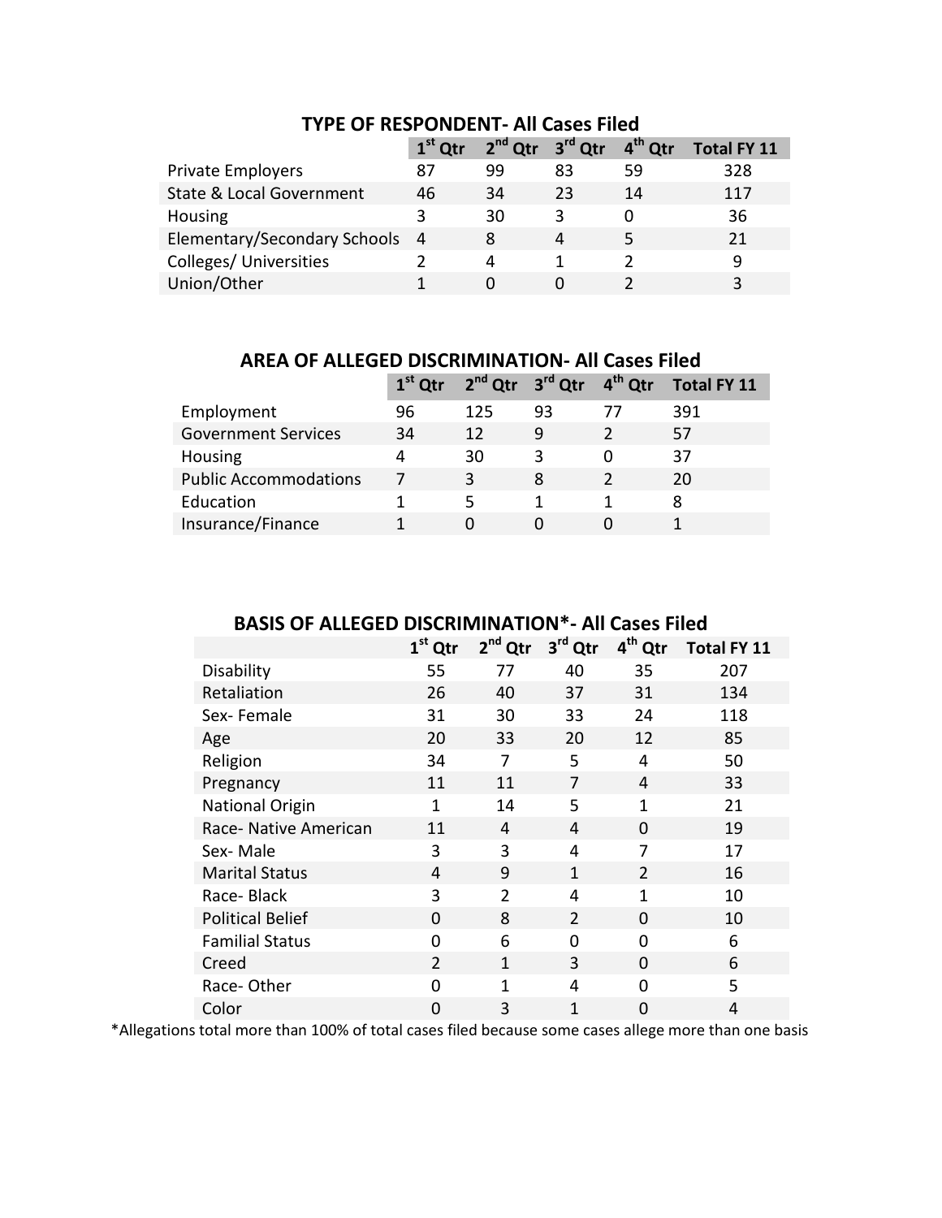## TYPE OF RESPONDENT- All Cases Filed

| | 1st Qtr | 2nd Qtr | 3rd Qtr | 4th Qtr | Total FY 11 |
|---|---|---|---|---|---|
| Private Employers | 87 | 99 | 83 | 59 | 328 |
| State & Local Government | 46 | 34 | 23 | 14 | 117 |
| Housing | 3 | 30 | 3 | 0 | 36 |
| Elementary/Secondary Schools | 4 | 8 | 4 | 5 | 21 |
| Colleges/ Universities | 2 | 4 | 1 | 2 | 9 |
| Union/Other | 1 | 0 | 0 | 2 | 3 |

## AREA OF ALLEGED DISCRIMINATION- All Cases Filed

| | 1st Qtr | 2nd Qtr | 3rd Qtr | 4th Qtr | Total FY 11 |
|---|---|---|---|---|---|
| Employment | 96 | 125 | 93 | 77 | 391 |
| Government Services | 34 | 12 | 9 | 2 | 57 |
| Housing | 4 | 30 | 3 | 0 | 37 |
| Public Accommodations | 7 | 3 | 8 | 2 | 20 |
| Education | 1 | 5 | 1 | 1 | 8 |
| Insurance/Finance | 1 | 0 | 0 | 0 | 1 |

## BASIS OF ALLEGED DISCRIMINATION*- All Cases Filed

| | 1st Qtr | 2nd Qtr | 3rd Qtr | 4th Qtr | Total FY 11 |
|---|---|---|---|---|---|
| Disability | 55 | 77 | 40 | 35 | 207 |
| Retaliation | 26 | 40 | 37 | 31 | 134 |
| Sex- Female | 31 | 30 | 33 | 24 | 118 |
| Age | 20 | 33 | 20 | 12 | 85 |
| Religion | 34 | 7 | 5 | 4 | 50 |
| Pregnancy | 11 | 11 | 7 | 4 | 33 |
| National Origin | 1 | 14 | 5 | 1 | 21 |
| Race- Native American | 11 | 4 | 4 | 0 | 19 |
| Sex- Male | 3 | 3 | 4 | 7 | 17 |
| Marital Status | 4 | 9 | 1 | 2 | 16 |
| Race- Black | 3 | 2 | 4 | 1 | 10 |
| Political Belief | 0 | 8 | 2 | 0 | 10 |
| Familial Status | 0 | 6 | 0 | 0 | 6 |
| Creed | 2 | 1 | 3 | 0 | 6 |
| Race- Other | 0 | 1 | 4 | 0 | 5 |
| Color | 0 | 3 | 1 | 0 | 4 |

*Allegations total more than 100% of total cases filed because some cases allege more than one basis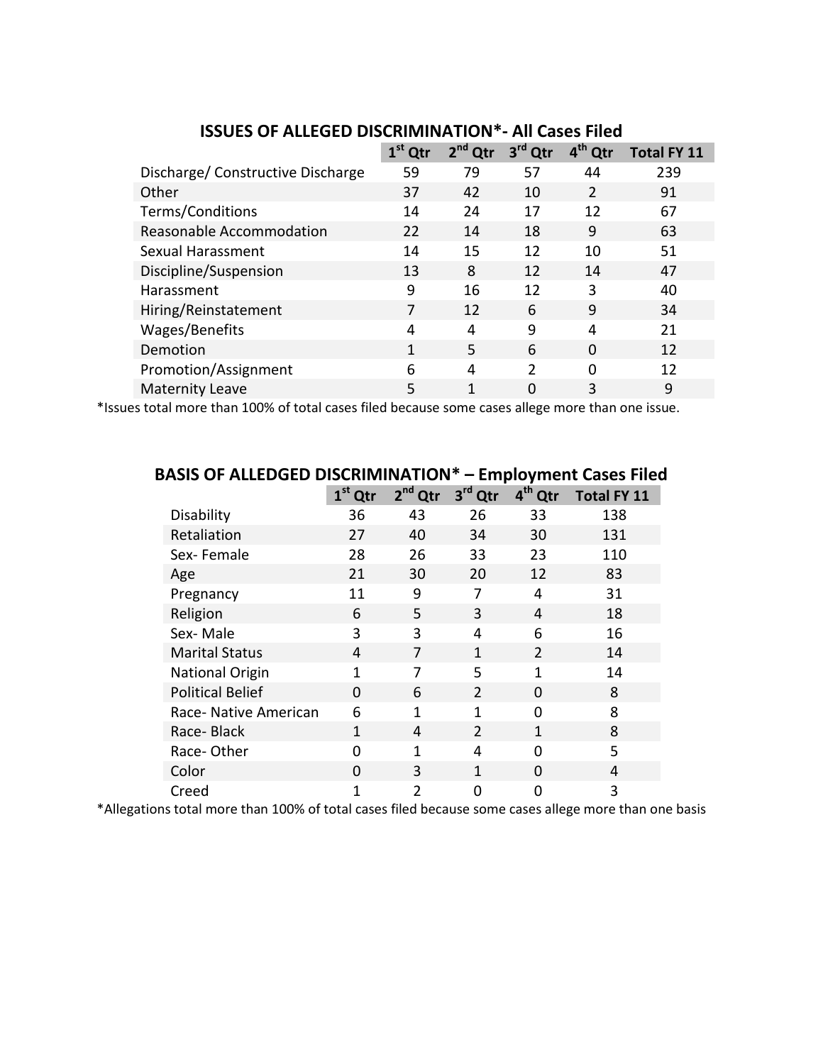## ISSUES OF ALLEGED DISCRIMINATION*- All Cases Filed

| | 1st Qtr | 2nd Qtr | 3rd Qtr | 4th Qtr | Total FY 11 |
|---|---|---|---|---|---|
| Discharge/ Constructive Discharge | 59 | 79 | 57 | 44 | 239 |
| Other | 37 | 42 | 10 | 2 | 91 |
| Terms/Conditions | 14 | 24 | 17 | 12 | 67 |
| Reasonable Accommodation | 22 | 14 | 18 | 9 | 63 |
| Sexual Harassment | 14 | 15 | 12 | 10 | 51 |
| Discipline/Suspension | 13 | 8 | 12 | 14 | 47 |
| Harassment | 9 | 16 | 12 | 3 | 40 |
| Hiring/Reinstatement | 7 | 12 | 6 | 9 | 34 |
| Wages/Benefits | 4 | 4 | 9 | 4 | 21 |
| Demotion | 1 | 5 | 6 | 0 | 12 |
| Promotion/Assignment | 6 | 4 | 2 | 0 | 12 |
| Maternity Leave | 5 | 1 | 0 | 3 | 9 |

*Issues total more than 100% of total cases filed because some cases allege more than one issue.

## BASIS OF ALLEDGED DISCRIMINATION* – Employment Cases Filed

| | 1st Qtr | 2nd Qtr | 3rd Qtr | 4th Qtr | Total FY 11 |
|---|---|---|---|---|---|
| Disability | 36 | 43 | 26 | 33 | 138 |
| Retaliation | 27 | 40 | 34 | 30 | 131 |
| Sex- Female | 28 | 26 | 33 | 23 | 110 |
| Age | 21 | 30 | 20 | 12 | 83 |
| Pregnancy | 11 | 9 | 7 | 4 | 31 |
| Religion | 6 | 5 | 3 | 4 | 18 |
| Sex- Male | 3 | 3 | 4 | 6 | 16 |
| Marital Status | 4 | 7 | 1 | 2 | 14 |
| National Origin | 1 | 7 | 5 | 1 | 14 |
| Political Belief | 0 | 6 | 2 | 0 | 8 |
| Race- Native American | 6 | 1 | 1 | 0 | 8 |
| Race- Black | 1 | 4 | 2 | 1 | 8 |
| Race- Other | 0 | 1 | 4 | 0 | 5 |
| Color | 0 | 3 | 1 | 0 | 4 |
| Creed | 1 | 2 | 0 | 0 | 3 |

*Allegations total more than 100% of total cases filed because some cases allege more than one basis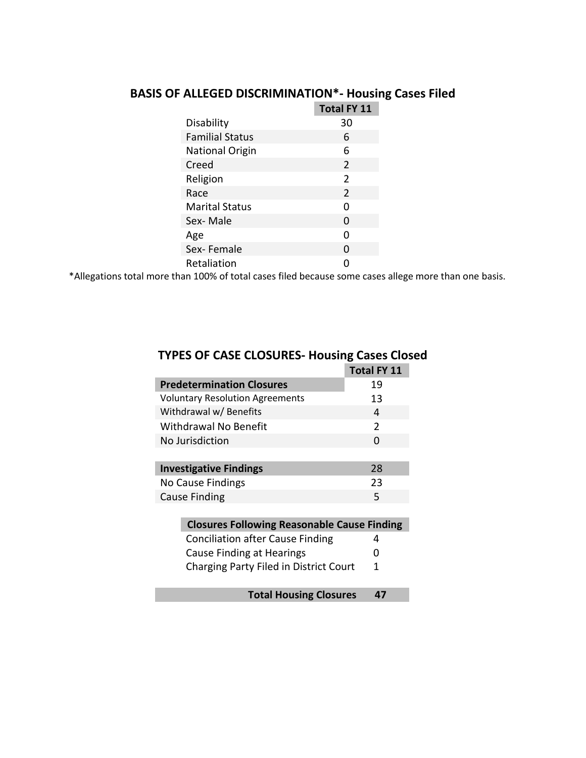## BASIS OF ALLEGED DISCRIMINATION*- Housing Cases Filed

| | Total FY 11 |
|---|---|
| Disability | 30 |
| Familial Status | 6 |
| National Origin | 6 |
| Creed | 2 |
| Religion | 2 |
| Race | 2 |
| Marital Status | 0 |
| Sex- Male | 0 |
| Age | 0 |
| Sex- Female | 0 |
| Retaliation | 0 |

*Allegations total more than 100% of total cases filed because some cases allege more than one basis.

## TYPES OF CASE CLOSURES- Housing Cases Closed

| | Total FY 11 |
|---|---|
| **Predetermination Closures** | 19 |
| Voluntary Resolution Agreements | 13 |
| Withdrawal w/ Benefits | 4 |
| Withdrawal No Benefit | 2 |
| No Jurisdiction | 0 |
| | |
| **Investigative Findings** | 28 |
| No Cause Findings | 23 |
| Cause Finding | 5 |
| | |
| **Closures Following Reasonable Cause Finding** | |
| Conciliation after Cause Finding | 4 |
| Cause Finding at Hearings | 0 |
| Charging Party Filed in District Court | 1 |
| | |
| **Total Housing Closures** | **47** |